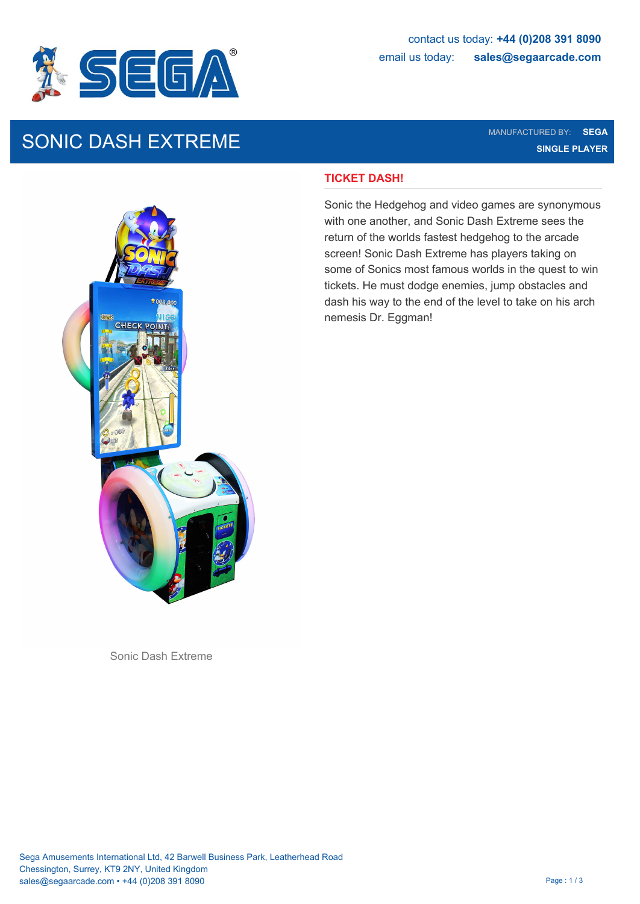contact us today: **+44 (0)208 391 8090**

email us today: **sales@segaarcade.com**

# SONIC DASH EXTREME

MANUFACTURED BY: **SEGA**

**SINGLE PLAYER**

## TICKET DASH!

Sonic the Hedgehog and video games are synonymous with one another, and Sonic Dash Extreme sees the return of the worlds fastest hedgehog to the arcade screen! Sonic Dash Extreme has players taking on some of Sonics most famous worlds in the quest to win tickets. He must dodge enemies, jump obstacles and dash his way to the end of the level to take on his arch nemesis Dr. Eggman!

Sonic Dash Extreme

Sega Amusements International Ltd, 42 Barwell Business Park, Leatherhead Road
Chessington, Surrey, KT9 2NY, United Kingdom
sales@segaarcade.com • +44 (0)208 391 8090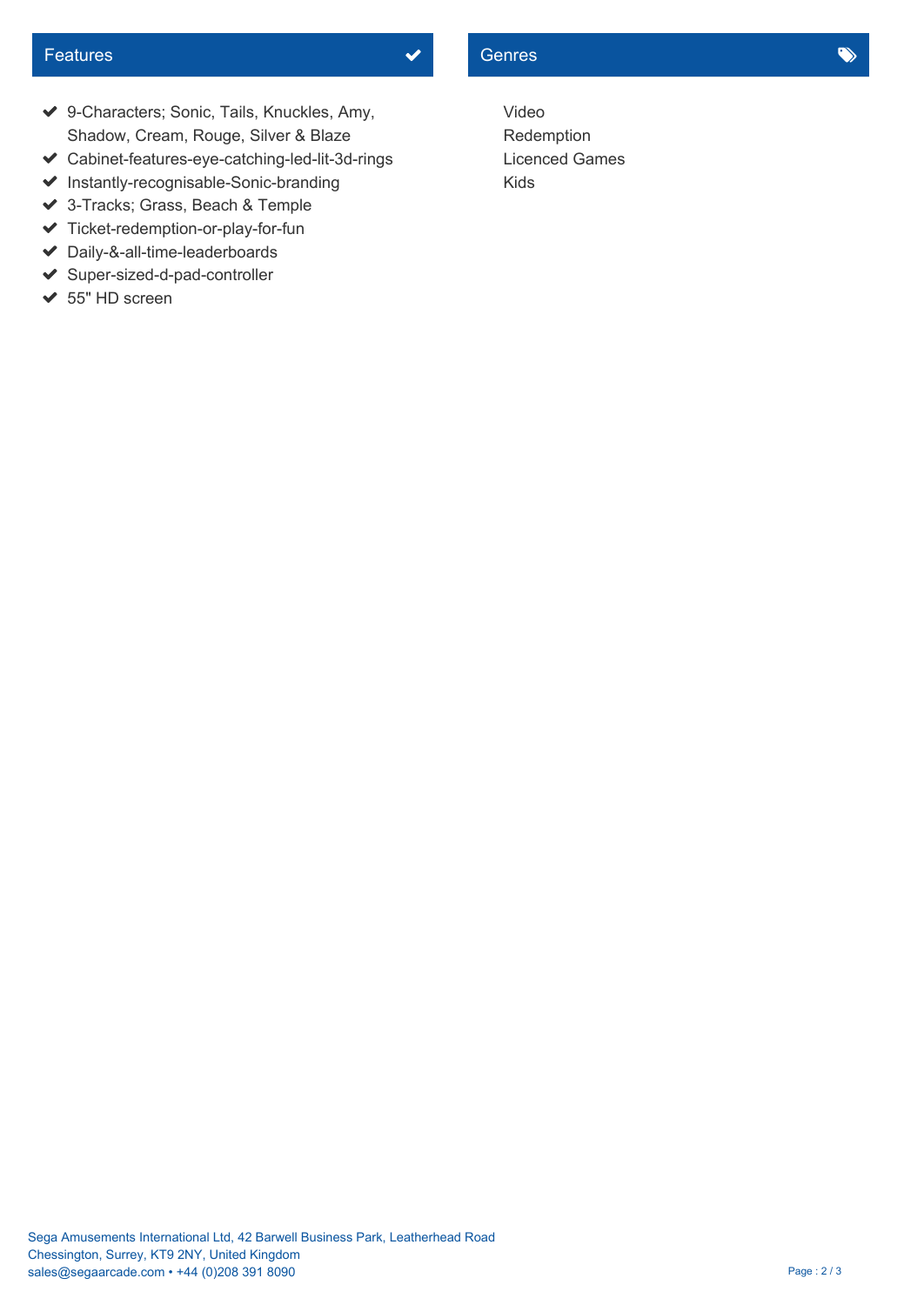## Features

- 9-Characters; Sonic, Tails, Knuckles, Amy, Shadow, Cream, Rouge, Silver & Blaze
- Cabinet-features-eye-catching-led-lit-3d-rings
- Instantly-recognisable-Sonic-branding
- 3-Tracks; Grass, Beach & Temple
- Ticket-redemption-or-play-for-fun
- Daily-&-all-time-leaderboards
- Super-sized-d-pad-controller
- 55" HD screen

## Genres

Video
Redemption
Licenced Games
Kids

Sega Amusements International Ltd, 42 Barwell Business Park, Leatherhead Road
Chessington, Surrey, KT9 2NY, United Kingdom
sales@segaarcade.com • +44 (0)208 391 8090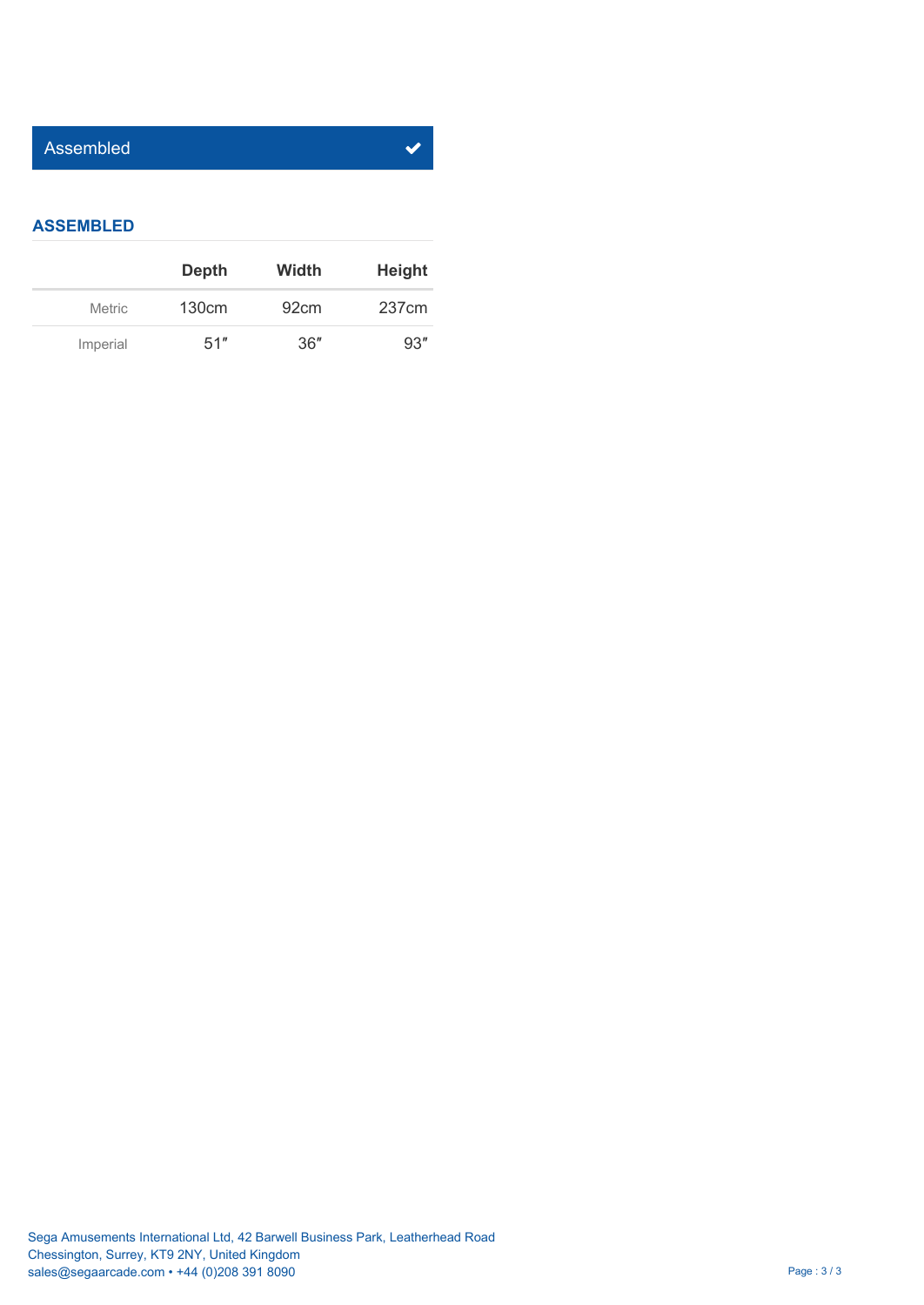Assembled ✔

## ASSEMBLED

| | Depth | Width | Height |
|---|---|---|---|
| Metric | 130cm | 92cm | 237cm |
| Imperial | 51″ | 36″ | 93″ |

Sega Amusements International Ltd, 42 Barwell Business Park, Leatherhead Road
Chessington, Surrey, KT9 2NY, United Kingdom
sales@segaarcade.com • +44 (0)208 391 8090